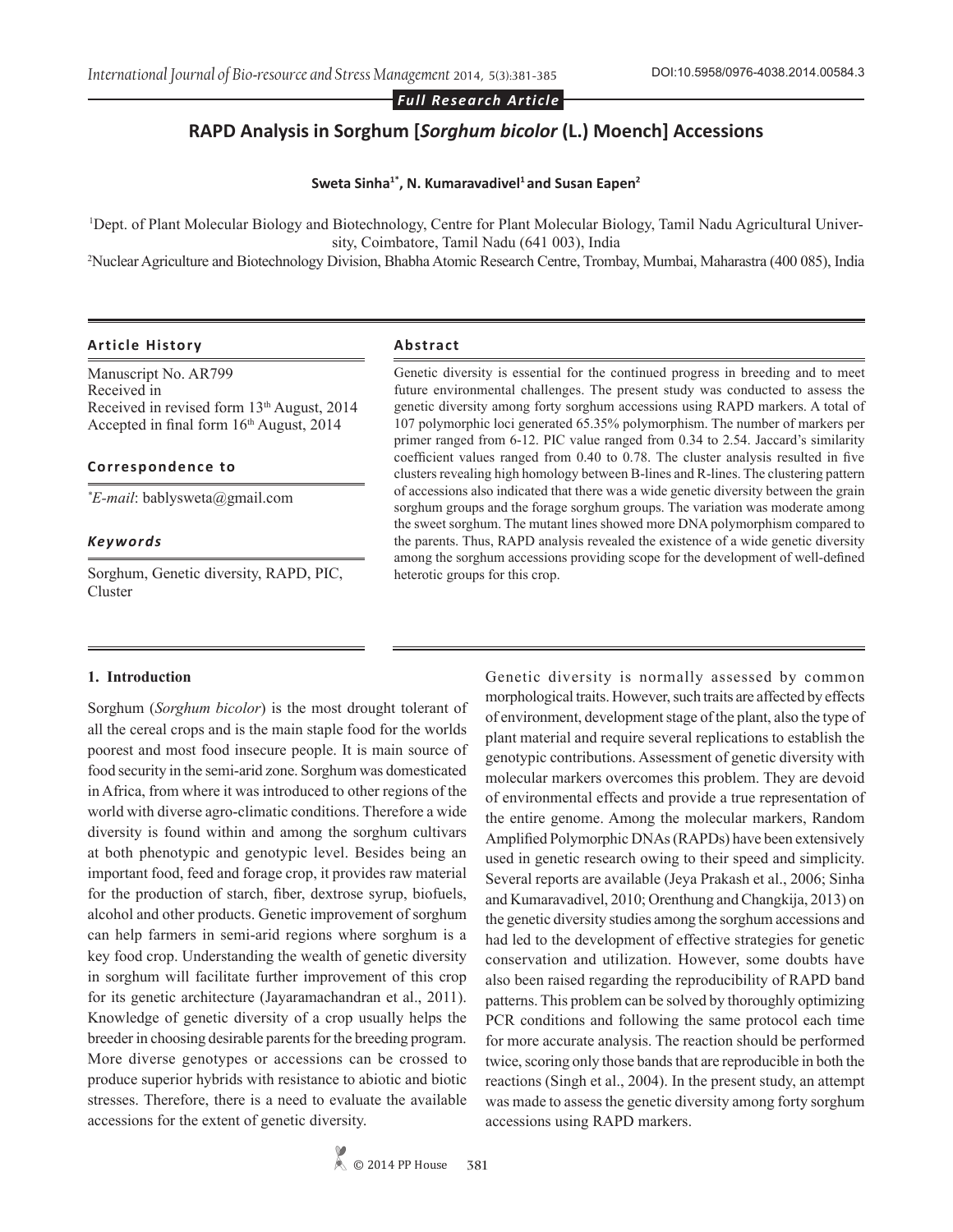*Full Research Article*

# RAPD Analysis in Sorghum [*Sorghum bicolor* (L.) Moench] Accessions

**Sweta Sinha[1*], N. Kumaravadivel[1] and Susan Eapen[2]**

[1]Dept. of Plant Molecular Biology and Biotechnology, Centre for Plant Molecular Biology, Tamil Nadu Agricultural University, Coimbatore, Tamil Nadu (641 003), India

[2]Nuclear Agriculture and Biotechnology Division, Bhabha Atomic Research Centre, Trombay, Mumbai, Maharastra (400 085), India

### Article History

Manuscript No. AR799
Received in
Received in revised form 13th August, 2014
Accepted in final form 16th August, 2014

### Correspondence to

*E-mail: bablysweta@gmail.com

### Keywords

Sorghum, Genetic diversity, RAPD, PIC, Cluster

### Abstract

Genetic diversity is essential for the continued progress in breeding and to meet future environmental challenges. The present study was conducted to assess the genetic diversity among forty sorghum accessions using RAPD markers. A total of 107 polymorphic loci generated 65.35% polymorphism. The number of markers per primer ranged from 6-12. PIC value ranged from 0.34 to 2.54. Jaccard's similarity coefficient values ranged from 0.40 to 0.78. The cluster analysis resulted in five clusters revealing high homology between B-lines and R-lines. The clustering pattern of accessions also indicated that there was a wide genetic diversity between the grain sorghum groups and the forage sorghum groups. The variation was moderate among the sweet sorghum. The mutant lines showed more DNA polymorphism compared to the parents. Thus, RAPD analysis revealed the existence of a wide genetic diversity among the sorghum accessions providing scope for the development of well-defined heterotic groups for this crop.

## 1. Introduction

Sorghum (*Sorghum bicolor*) is the most drought tolerant of all the cereal crops and is the main staple food for the worlds poorest and most food insecure people. It is main source of food security in the semi-arid zone. Sorghum was domesticated in Africa, from where it was introduced to other regions of the world with diverse agro-climatic conditions. Therefore a wide diversity is found within and among the sorghum cultivars at both phenotypic and genotypic level. Besides being an important food, feed and forage crop, it provides raw material for the production of starch, fiber, dextrose syrup, biofuels, alcohol and other products. Genetic improvement of sorghum can help farmers in semi-arid regions where sorghum is a key food crop. Understanding the wealth of genetic diversity in sorghum will facilitate further improvement of this crop for its genetic architecture (Jayaramachandran et al., 2011). Knowledge of genetic diversity of a crop usually helps the breeder in choosing desirable parents for the breeding program. More diverse genotypes or accessions can be crossed to produce superior hybrids with resistance to abiotic and biotic stresses. Therefore, there is a need to evaluate the available accessions for the extent of genetic diversity.

Genetic diversity is normally assessed by common morphological traits. However, such traits are affected by effects of environment, development stage of the plant, also the type of plant material and require several replications to establish the genotypic contributions. Assessment of genetic diversity with molecular markers overcomes this problem. They are devoid of environmental effects and provide a true representation of the entire genome. Among the molecular markers, Random Amplified Polymorphic DNAs (RAPDs) have been extensively used in genetic research owing to their speed and simplicity. Several reports are available (Jeya Prakash et al., 2006; Sinha and Kumaravadivel, 2010; Orenthung and Changkija, 2013) on the genetic diversity studies among the sorghum accessions and had led to the development of effective strategies for genetic conservation and utilization. However, some doubts have also been raised regarding the reproducibility of RAPD band patterns. This problem can be solved by thoroughly optimizing PCR conditions and following the same protocol each time for more accurate analysis. The reaction should be performed twice, scoring only those bands that are reproducible in both the reactions (Singh et al., 2004). In the present study, an attempt was made to assess the genetic diversity among forty sorghum accessions using RAPD markers.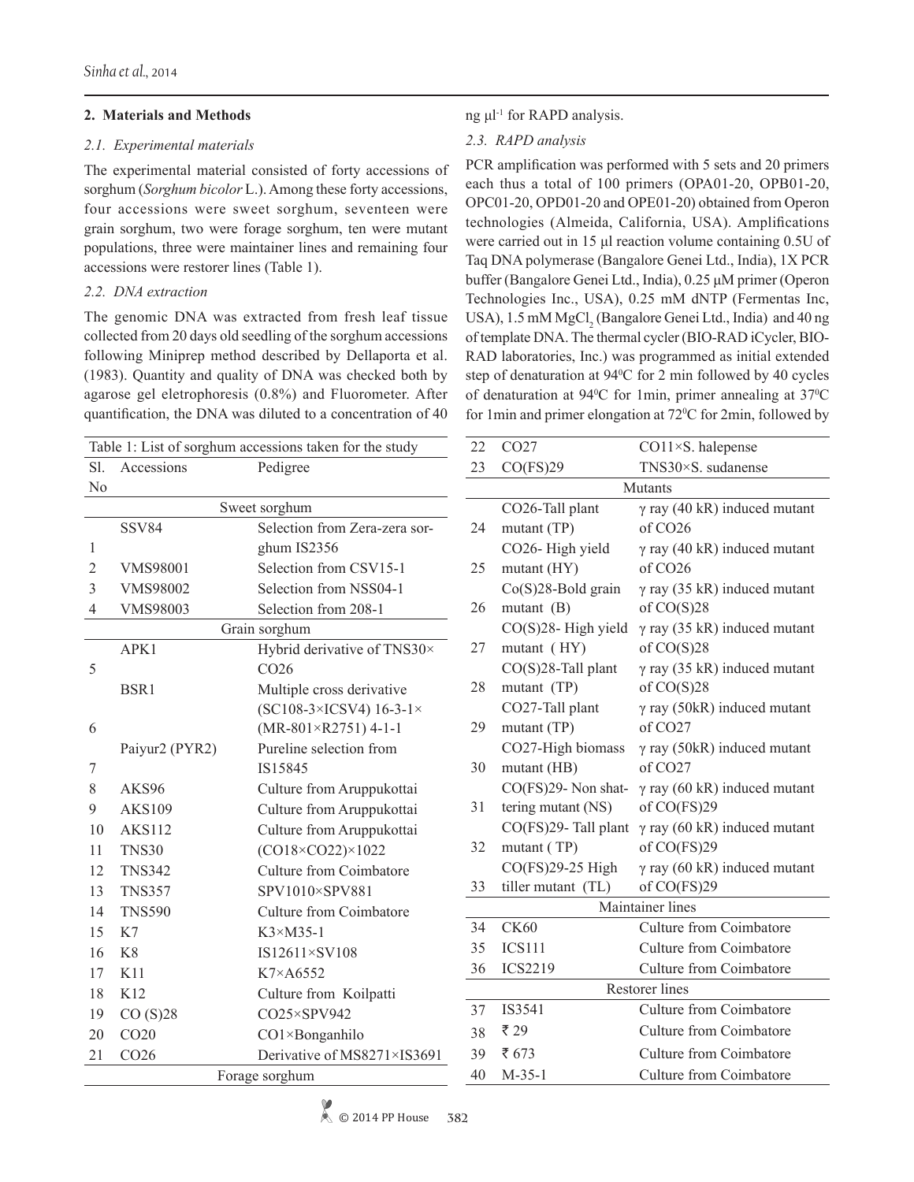## 2. Materials and Methods

### 2.1. Experimental materials

The experimental material consisted of forty accessions of sorghum (*Sorghum bicolor* L.). Among these forty accessions, four accessions were sweet sorghum, seventeen were grain sorghum, two were forage sorghum, ten were mutant populations, three were maintainer lines and remaining four accessions were restorer lines (Table 1).

### 2.2. DNA extraction

The genomic DNA was extracted from fresh leaf tissue collected from 20 days old seedling of the sorghum accessions following Miniprep method described by Dellaporta et al. (1983). Quantity and quality of DNA was checked both by agarose gel eletrophoresis (0.8%) and Fluorometer. After quantification, the DNA was diluted to a concentration of 40 ng μl$^{-1}$ for RAPD analysis.

### 2.3. RAPD analysis

PCR amplification was performed with 5 sets and 20 primers each thus a total of 100 primers (OPA01-20, OPB01-20, OPC01-20, OPD01-20 and OPE01-20) obtained from Operon technologies (Almeida, California, USA). Amplifications were carried out in 15 μl reaction volume containing 0.5U of Taq DNA polymerase (Bangalore Genei Ltd., India), 1X PCR buffer (Bangalore Genei Ltd., India), 0.25 μM primer (Operon Technologies Inc., USA), 0.25 mM dNTP (Fermentas Inc, USA), 1.5 mM $MgCl_2$ (Bangalore Genei Ltd., India) and 40 ng of template DNA. The thermal cycler (BIO-RAD iCycler, BIO-RAD laboratories, Inc.) was programmed as initial extended step of denaturation at 94$^0$C for 2 min followed by 40 cycles of denaturation at 94$^0$C for 1min, primer annealing at 37$^0$C for 1min and primer elongation at 72$^0$C for 2min, followed by

Table 1: List of sorghum accessions taken for the study

| Sl. No | Accessions | Pedigree |
|---|---|---|
| | **Sweet sorghum** | |
| 1 | SSV84 | Selection from Zera-zera sorghum IS2356 |
| 2 | VMS98001 | Selection from CSV15-1 |
| 3 | VMS98002 | Selection from NSS04-1 |
| 4 | VMS98003 | Selection from 208-1 |
| | **Grain sorghum** | |
| 5 | APK1 | Hybrid derivative of TNS30×CO26 |
| 6 | BSR1 | Multiple cross derivative (SC108-3×ICSV4) 16-3-1×(MR-801×R2751) 4-1-1 |
| 7 | Paiyur2 (PYR2) | Pureline selection from IS15845 |
| 8 | AKS96 | Culture from Aruppukottai |
| 9 | AKS109 | Culture from Aruppukottai |
| 10 | AKS112 | Culture from Aruppukottai |
| 11 | TNS30 | (CO18×CO22)×1022 |
| 12 | TNS342 | Culture from Coimbatore |
| 13 | TNS357 | SPV1010×SPV881 |
| 14 | TNS590 | Culture from Coimbatore |
| 15 | K7 | K3×M35-1 |
| 16 | K8 | IS12611×SV108 |
| 17 | K11 | K7×A6552 |
| 18 | K12 | Culture from Koilpatti |
| 19 | CO (S)28 | CO25×SPV942 |
| 20 | CO20 | CO1×Bonganhilo |
| 21 | CO26 | Derivative of MS8271×IS3691 |
| | **Forage sorghum** | |
| 22 | CO27 | CO11×S. halepense |
| 23 | CO(FS)29 | TNS30×S. sudanense |
| | **Mutants** | |
| 24 | CO26-Tall plant mutant (TP) | γ ray (40 kR) induced mutant of CO26 |
| 25 | CO26- High yield mutant (HY) | γ ray (40 kR) induced mutant of CO26 |
| 26 | Co(S)28-Bold grain mutant (B) | γ ray (35 kR) induced mutant of CO(S)28 |
| 27 | CO(S)28- High yield mutant ( HY) | γ ray (35 kR) induced mutant of CO(S)28 |
| 28 | CO(S)28-Tall plant mutant (TP) | γ ray (35 kR) induced mutant of CO(S)28 |
| 29 | CO27-Tall plant mutant (TP) | γ ray (50kR) induced mutant of CO27 |
| 30 | CO27-High biomass mutant (HB) | γ ray (50kR) induced mutant of CO27 |
| 31 | CO(FS)29- Non shattering mutant (NS) | γ ray (60 kR) induced mutant of CO(FS)29 |
| 32 | CO(FS)29- Tall plant mutant ( TP) | γ ray (60 kR) induced mutant of CO(FS)29 |
| 33 | CO(FS)29-25 High tiller mutant (TL) | γ ray (60 kR) induced mutant of CO(FS)29 |
| | **Maintainer lines** | |
| 34 | CK60 | Culture from Coimbatore |
| 35 | ICS111 | Culture from Coimbatore |
| 36 | ICS2219 | Culture from Coimbatore |
| | **Restorer lines** | |
| 37 | IS3541 | Culture from Coimbatore |
| 38 | ₹ 29 | Culture from Coimbatore |
| 39 | ₹ 673 | Culture from Coimbatore |
| 40 | M-35-1 | Culture from Coimbatore |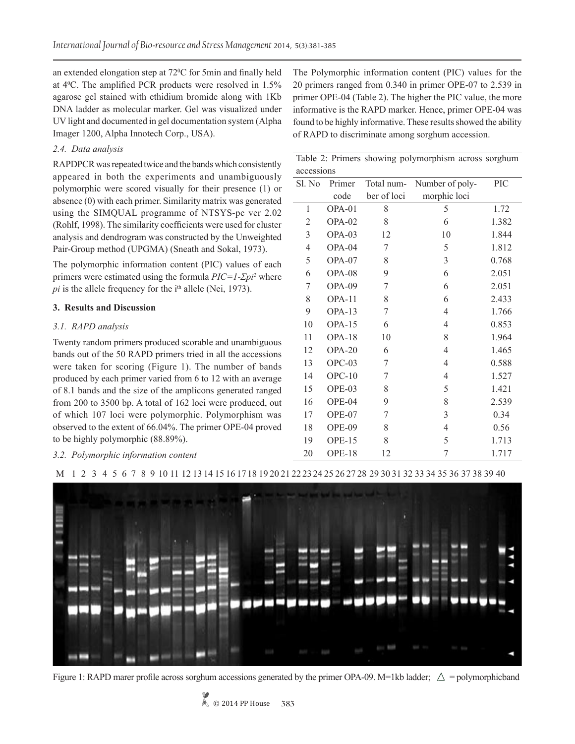an extended elongation step at 72⁰C for 5min and finally held at 4⁰C. The amplified PCR products were resolved in 1.5% agarose gel stained with ethidium bromide along with 1Kb DNA ladder as molecular marker. Gel was visualized under UV light and documented in gel documentation system (Alpha Imager 1200, Alpha Innotech Corp., USA).

### 2.4. Data analysis

RAPDPCR was repeated twice and the bands which consistently appeared in both the experiments and unambiguously polymorphic were scored visually for their presence (1) or absence (0) with each primer. Similarity matrix was generated using the SIMQUAL programme of NTSYS-pc ver 2.02 (Rohlf, 1998). The similarity coefficients were used for cluster analysis and dendrogram was constructed by the Unweighted Pair-Group method (UPGMA) (Sneath and Sokal, 1973).

The polymorphic information content (PIC) values of each primers were estimated using the formula $PIC=1-\Sigma pi^2$ where $pi$ is the allele frequency for the $i^{th}$ allele (Nei, 1973).

## 3. Results and Discussion

### 3.1. RAPD analysis

Twenty random primers produced scorable and unambiguous bands out of the 50 RAPD primers tried in all the accessions were taken for scoring (Figure 1). The number of bands produced by each primer varied from 6 to 12 with an average of 8.1 bands and the size of the amplicons generated ranged from 200 to 3500 bp. A total of 162 loci were produced, out of which 107 loci were polymorphic. Polymorphism was observed to the extent of 66.04%. The primer OPE-04 proved to be highly polymorphic (88.89%).

### 3.2. Polymorphic information content

The Polymorphic information content (PIC) values for the 20 primers ranged from 0.340 in primer OPE-07 to 2.539 in primer OPE-04 (Table 2). The higher the PIC value, the more informative is the RAPD marker. Hence, primer OPE-04 was found to be highly informative. These results showed the ability of RAPD to discriminate among sorghum accession.

Table 2: Primers showing polymorphism across sorghum accessions

| Sl. No | Primer code | Total number of loci | Number of polymorphic loci | PIC |
|---|---|---|---|---|
| 1 | OPA-01 | 8 | 5 | 1.72 |
| 2 | OPA-02 | 8 | 6 | 1.382 |
| 3 | OPA-03 | 12 | 10 | 1.844 |
| 4 | OPA-04 | 7 | 5 | 1.812 |
| 5 | OPA-07 | 8 | 3 | 0.768 |
| 6 | OPA-08 | 9 | 6 | 2.051 |
| 7 | OPA-09 | 7 | 6 | 2.051 |
| 8 | OPA-11 | 8 | 6 | 2.433 |
| 9 | OPA-13 | 7 | 4 | 1.766 |
| 10 | OPA-15 | 6 | 4 | 0.853 |
| 11 | OPA-18 | 10 | 8 | 1.964 |
| 12 | OPA-20 | 6 | 4 | 1.465 |
| 13 | OPC-03 | 7 | 4 | 0.588 |
| 14 | OPC-10 | 7 | 4 | 1.527 |
| 15 | OPE-03 | 8 | 5 | 1.421 |
| 16 | OPE-04 | 9 | 8 | 2.539 |
| 17 | OPE-07 | 7 | 3 | 0.34 |
| 18 | OPE-09 | 8 | 4 | 0.56 |
| 19 | OPE-15 | 8 | 5 | 1.713 |
| 20 | OPE-18 | 12 | 7 | 1.717 |

M 1 2 3 4 5 6 7 8 9 10 11 12 13 14 15 16 17 18 19 20 21 22 23 24 25 26 27 28 29 30 31 32 33 34 35 36 37 38 39 40

Figure 1: RAPD marer profile across sorghum accessions generated by the primer OPA-09. M=1kb ladder; △ = polymorphicband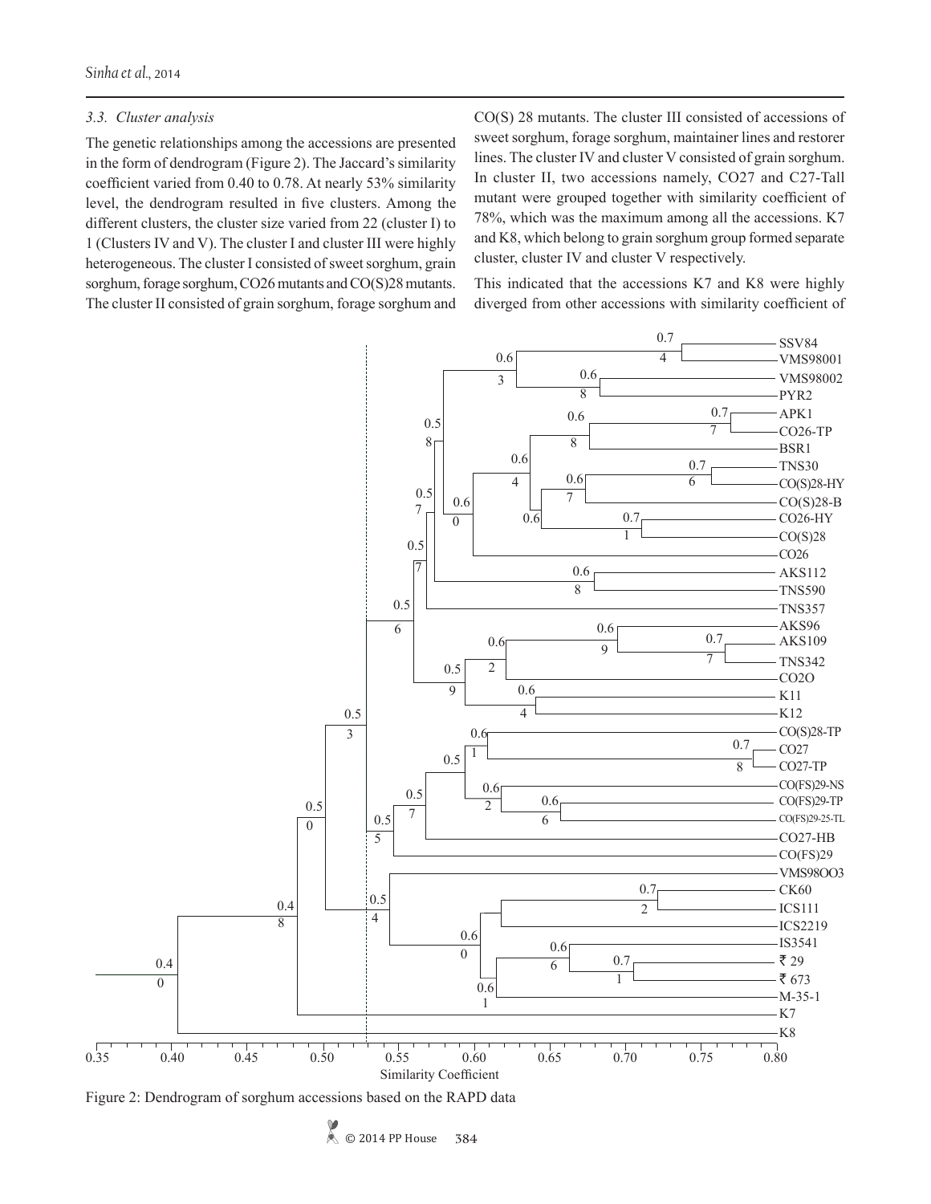### 3.3. Cluster analysis

The genetic relationships among the accessions are presented in the form of dendrogram (Figure 2). The Jaccard's similarity coefficient varied from 0.40 to 0.78. At nearly 53% similarity level, the dendrogram resulted in five clusters. Among the different clusters, the cluster size varied from 22 (cluster I) to 1 (Clusters IV and V). The cluster I and cluster III were highly heterogeneous. The cluster I consisted of sweet sorghum, grain sorghum, forage sorghum, CO26 mutants and CO(S)28 mutants. The cluster II consisted of grain sorghum, forage sorghum and CO(S) 28 mutants. The cluster III consisted of accessions of sweet sorghum, forage sorghum, maintainer lines and restorer lines. The cluster IV and cluster V consisted of grain sorghum. In cluster II, two accessions namely, CO27 and C27-Tall mutant were grouped together with similarity coefficient of 78%, which was the maximum among all the accessions. K7 and K8, which belong to grain sorghum group formed separate cluster, cluster IV and cluster V respectively.

This indicated that the accessions K7 and K8 were highly diverged from other accessions with similarity coefficient of

Figure 2: Dendrogram of sorghum accessions based on the RAPD data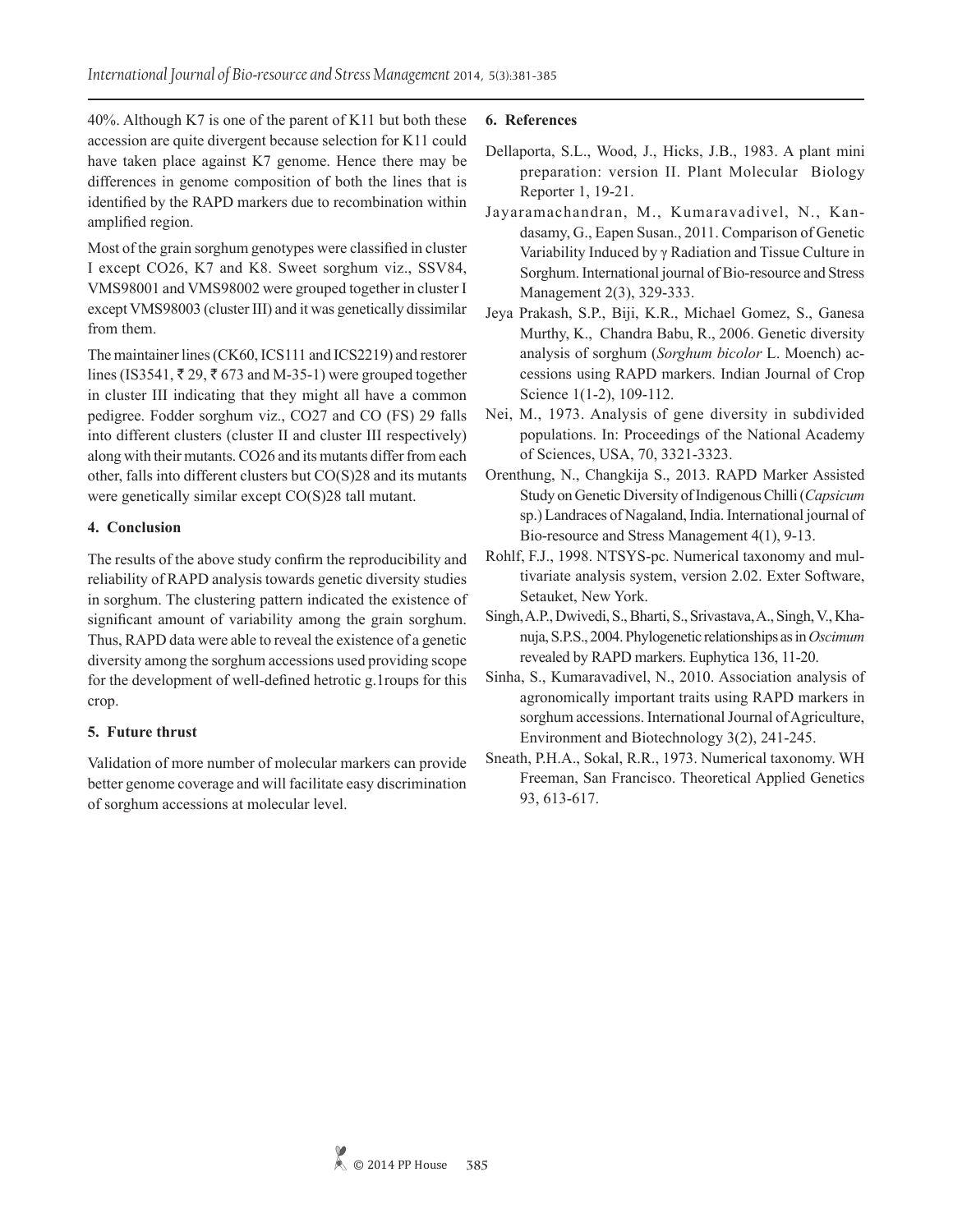40%. Although K7 is one of the parent of K11 but both these accession are quite divergent because selection for K11 could have taken place against K7 genome. Hence there may be differences in genome composition of both the lines that is identified by the RAPD markers due to recombination within amplified region.

Most of the grain sorghum genotypes were classified in cluster I except CO26, K7 and K8. Sweet sorghum viz., SSV84, VMS98001 and VMS98002 were grouped together in cluster I except VMS98003 (cluster III) and it was genetically dissimilar from them.

The maintainer lines (CK60, ICS111 and ICS2219) and restorer lines (IS3541, ₹ 29, ₹ 673 and M-35-1) were grouped together in cluster III indicating that they might all have a common pedigree. Fodder sorghum viz., CO27 and CO (FS) 29 falls into different clusters (cluster II and cluster III respectively) along with their mutants. CO26 and its mutants differ from each other, falls into different clusters but CO(S)28 and its mutants were genetically similar except CO(S)28 tall mutant.

## 4. Conclusion

The results of the above study confirm the reproducibility and reliability of RAPD analysis towards genetic diversity studies in sorghum. The clustering pattern indicated the existence of significant amount of variability among the grain sorghum. Thus, RAPD data were able to reveal the existence of a genetic diversity among the sorghum accessions used providing scope for the development of well-defined hetrotic g.1roups for this crop.

## 5. Future thrust

Validation of more number of molecular markers can provide better genome coverage and will facilitate easy discrimination of sorghum accessions at molecular level.

## 6. References

Dellaporta, S.L., Wood, J., Hicks, J.B., 1983. A plant mini preparation: version II. Plant Molecular Biology Reporter 1, 19-21.

Jayaramachandran, M., Kumaravadivel, N., Kandasamy, G., Eapen Susan., 2011. Comparison of Genetic Variability Induced by γ Radiation and Tissue Culture in Sorghum. International journal of Bio-resource and Stress Management 2(3), 329-333.

Jeya Prakash, S.P., Biji, K.R., Michael Gomez, S., Ganesa Murthy, K., Chandra Babu, R., 2006. Genetic diversity analysis of sorghum (*Sorghum bicolor* L. Moench) accessions using RAPD markers. Indian Journal of Crop Science 1(1-2), 109-112.

Nei, M., 1973. Analysis of gene diversity in subdivided populations. In: Proceedings of the National Academy of Sciences, USA, 70, 3321-3323.

Orenthung, N., Changkija S., 2013. RAPD Marker Assisted Study on Genetic Diversity of Indigenous Chilli (*Capsicum* sp.) Landraces of Nagaland, India. International journal of Bio-resource and Stress Management 4(1), 9-13.

Rohlf, F.J., 1998. NTSYS-pc. Numerical taxonomy and multivariate analysis system, version 2.02. Exter Software, Setauket, New York.

Singh, A.P., Dwivedi, S., Bharti, S., Srivastava, A., Singh, V., Khanuja, S.P.S., 2004. Phylogenetic relationships as in *Oscimum* revealed by RAPD markers. Euphytica 136, 11-20.

Sinha, S., Kumaravadivel, N., 2010. Association analysis of agronomically important traits using RAPD markers in sorghum accessions. International Journal of Agriculture, Environment and Biotechnology 3(2), 241-245.

Sneath, P.H.A., Sokal, R.R., 1973. Numerical taxonomy. WH Freeman, San Francisco. Theoretical Applied Genetics 93, 613-617.